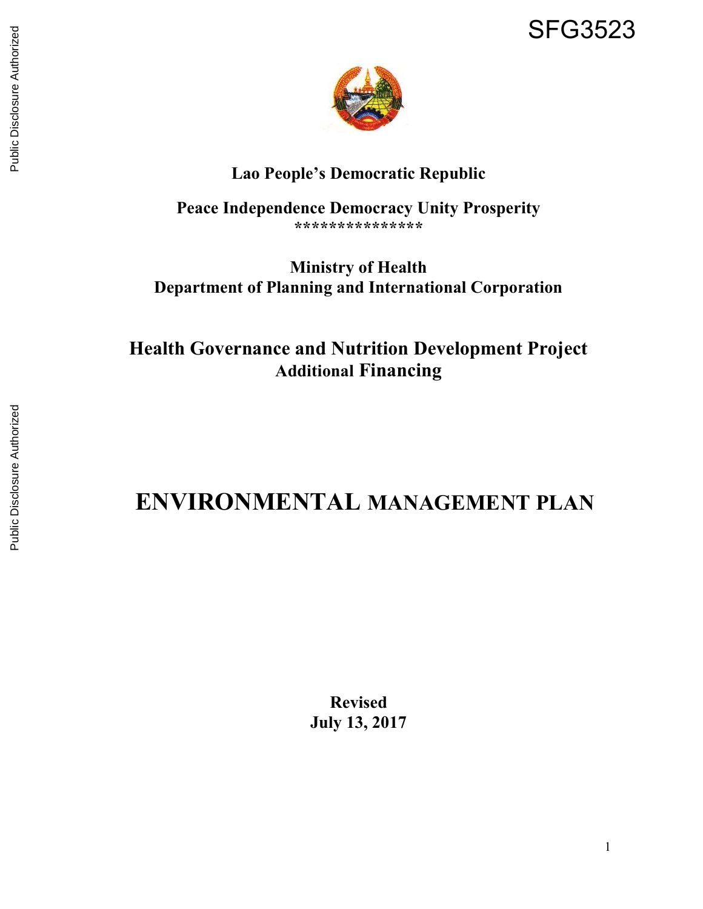SFG3523

**Lao People's Democratic Republic**

**Peace Independence Democracy Unity Prosperity**
***************

**Ministry of Health**
**Department of Planning and International Corporation**

## Health Governance and Nutrition Development Project
### Additional Financing

# ENVIRONMENTAL MANAGEMENT PLAN

**Revised**
**July 13, 2017**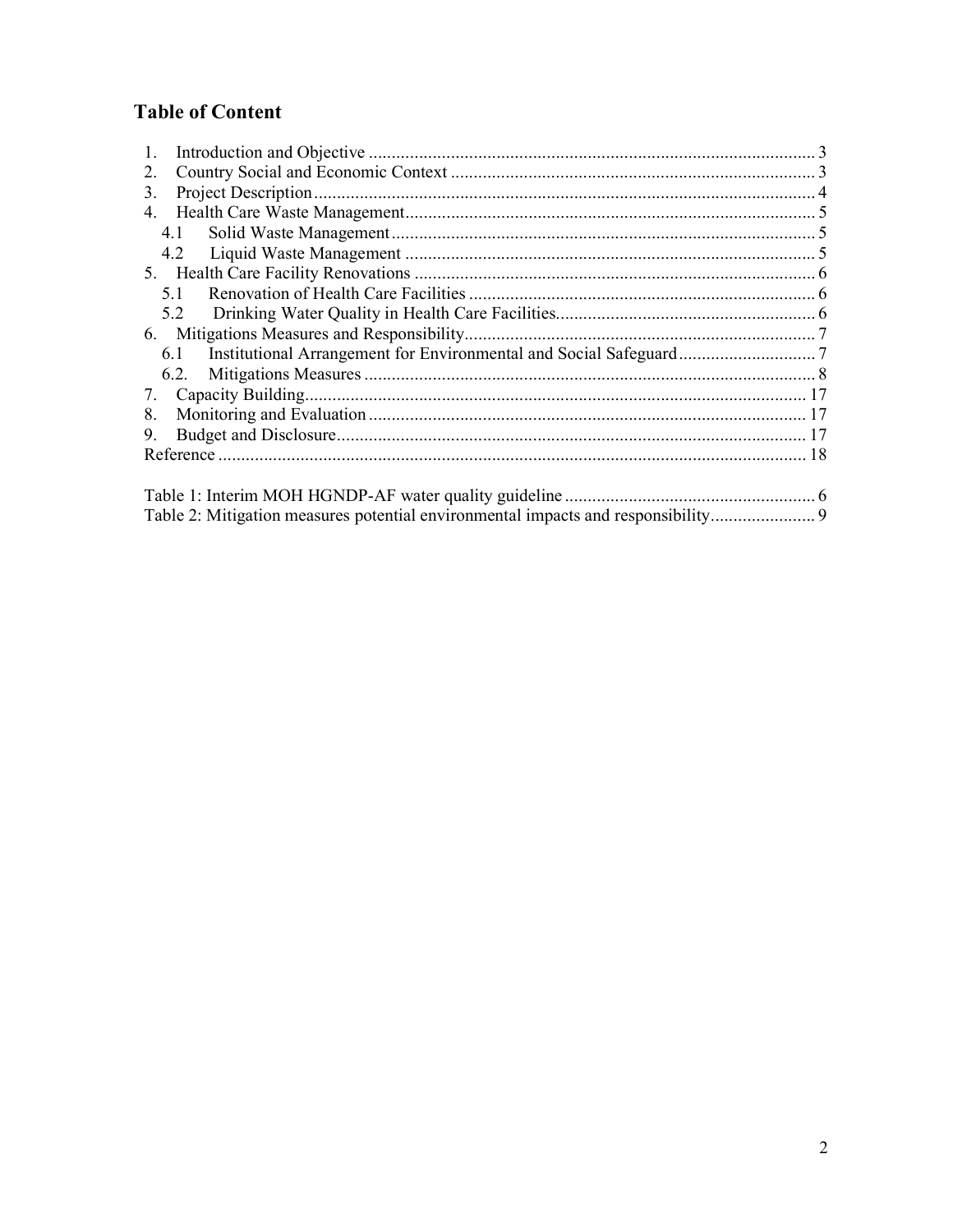# Table of Content

1. Introduction and Objective ................................................................................................ 3
2. Country Social and Economic Context ............................................................................... 3
3. Project Description ............................................................................................................. 4
4. Health Care Waste Management......................................................................................... 5
   - 4.1 Solid Waste Management ............................................................................................ 5
   - 4.2 Liquid Waste Management .......................................................................................... 5
5. Health Care Facility Renovations ....................................................................................... 6
   - 5.1 Renovation of Health Care Facilities ........................................................................... 6
   - 5.2 Drinking Water Quality in Health Care Facilities........................................................ 6
6. Mitigations Measures and Responsibility............................................................................ 7
   - 6.1 Institutional Arrangement for Environmental and Social Safeguard ............................ 7
   - 6.2. Mitigations Measures .................................................................................................. 8
7. Capacity Building............................................................................................................. 17
8. Monitoring and Evaluation ............................................................................................... 17
9. Budget and Disclosure...................................................................................................... 17

Reference ............................................................................................................................... 18

Table 1: Interim MOH HGNDP-AF water quality guideline ...................................................... 6

Table 2: Mitigation measures potential environmental impacts and responsibility....................... 9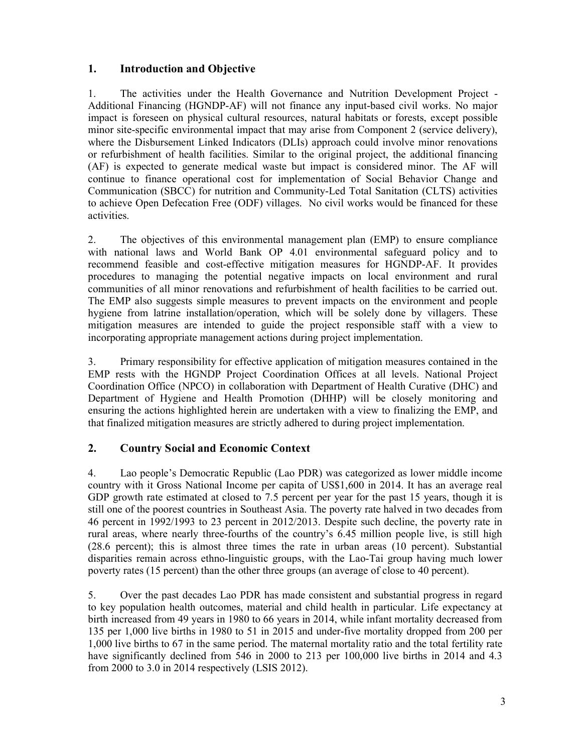## 1. Introduction and Objective

1. The activities under the Health Governance and Nutrition Development Project - Additional Financing (HGNDP-AF) will not finance any input-based civil works. No major impact is foreseen on physical cultural resources, natural habitats or forests, except possible minor site-specific environmental impact that may arise from Component 2 (service delivery), where the Disbursement Linked Indicators (DLIs) approach could involve minor renovations or refurbishment of health facilities. Similar to the original project, the additional financing (AF) is expected to generate medical waste but impact is considered minor. The AF will continue to finance operational cost for implementation of Social Behavior Change and Communication (SBCC) for nutrition and Community-Led Total Sanitation (CLTS) activities to achieve Open Defecation Free (ODF) villages. No civil works would be financed for these activities.

2. The objectives of this environmental management plan (EMP) to ensure compliance with national laws and World Bank OP 4.01 environmental safeguard policy and to recommend feasible and cost-effective mitigation measures for HGNDP-AF. It provides procedures to managing the potential negative impacts on local environment and rural communities of all minor renovations and refurbishment of health facilities to be carried out. The EMP also suggests simple measures to prevent impacts on the environment and people hygiene from latrine installation/operation, which will be solely done by villagers. These mitigation measures are intended to guide the project responsible staff with a view to incorporating appropriate management actions during project implementation.

3. Primary responsibility for effective application of mitigation measures contained in the EMP rests with the HGNDP Project Coordination Offices at all levels. National Project Coordination Office (NPCO) in collaboration with Department of Health Curative (DHC) and Department of Hygiene and Health Promotion (DHHP) will be closely monitoring and ensuring the actions highlighted herein are undertaken with a view to finalizing the EMP, and that finalized mitigation measures are strictly adhered to during project implementation.

## 2. Country Social and Economic Context

4. Lao people's Democratic Republic (Lao PDR) was categorized as lower middle income country with it Gross National Income per capita of US$1,600 in 2014. It has an average real GDP growth rate estimated at closed to 7.5 percent per year for the past 15 years, though it is still one of the poorest countries in Southeast Asia. The poverty rate halved in two decades from 46 percent in 1992/1993 to 23 percent in 2012/2013. Despite such decline, the poverty rate in rural areas, where nearly three-fourths of the country's 6.45 million people live, is still high (28.6 percent); this is almost three times the rate in urban areas (10 percent). Substantial disparities remain across ethno-linguistic groups, with the Lao-Tai group having much lower poverty rates (15 percent) than the other three groups (an average of close to 40 percent).

5. Over the past decades Lao PDR has made consistent and substantial progress in regard to key population health outcomes, material and child health in particular. Life expectancy at birth increased from 49 years in 1980 to 66 years in 2014, while infant mortality decreased from 135 per 1,000 live births in 1980 to 51 in 2015 and under-five mortality dropped from 200 per 1,000 live births to 67 in the same period. The maternal mortality ratio and the total fertility rate have significantly declined from 546 in 2000 to 213 per 100,000 live births in 2014 and 4.3 from 2000 to 3.0 in 2014 respectively (LSIS 2012).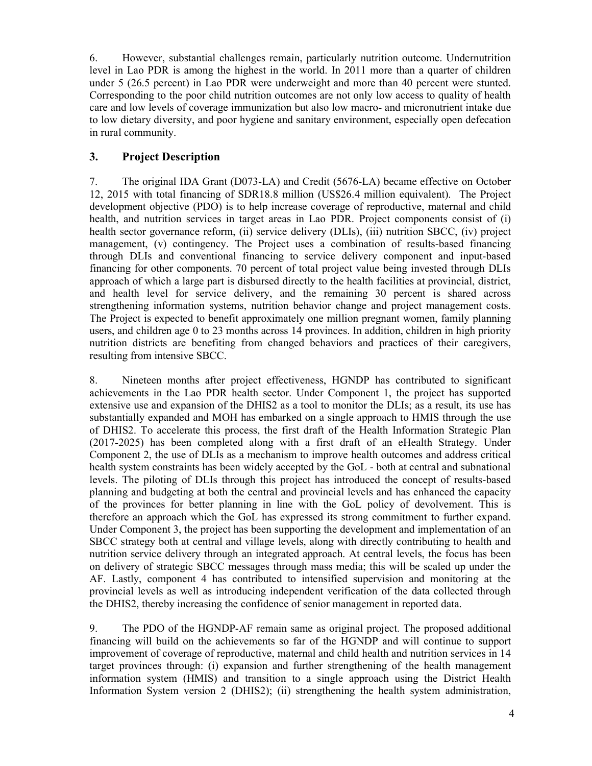6. However, substantial challenges remain, particularly nutrition outcome. Undernutrition level in Lao PDR is among the highest in the world. In 2011 more than a quarter of children under 5 (26.5 percent) in Lao PDR were underweight and more than 40 percent were stunted. Corresponding to the poor child nutrition outcomes are not only low access to quality of health care and low levels of coverage immunization but also low macro- and micronutrient intake due to low dietary diversity, and poor hygiene and sanitary environment, especially open defecation in rural community.

## 3. Project Description

7. The original IDA Grant (D073-LA) and Credit (5676-LA) became effective on October 12, 2015 with total financing of SDR18.8 million (US$26.4 million equivalent). The Project development objective (PDO) is to help increase coverage of reproductive, maternal and child health, and nutrition services in target areas in Lao PDR. Project components consist of (i) health sector governance reform, (ii) service delivery (DLIs), (iii) nutrition SBCC, (iv) project management, (v) contingency. The Project uses a combination of results-based financing through DLIs and conventional financing to service delivery component and input-based financing for other components. 70 percent of total project value being invested through DLIs approach of which a large part is disbursed directly to the health facilities at provincial, district, and health level for service delivery, and the remaining 30 percent is shared across strengthening information systems, nutrition behavior change and project management costs. The Project is expected to benefit approximately one million pregnant women, family planning users, and children age 0 to 23 months across 14 provinces. In addition, children in high priority nutrition districts are benefiting from changed behaviors and practices of their caregivers, resulting from intensive SBCC.

8. Nineteen months after project effectiveness, HGNDP has contributed to significant achievements in the Lao PDR health sector. Under Component 1, the project has supported extensive use and expansion of the DHIS2 as a tool to monitor the DLIs; as a result, its use has substantially expanded and MOH has embarked on a single approach to HMIS through the use of DHIS2. To accelerate this process, the first draft of the Health Information Strategic Plan (2017-2025) has been completed along with a first draft of an eHealth Strategy. Under Component 2, the use of DLIs as a mechanism to improve health outcomes and address critical health system constraints has been widely accepted by the GoL - both at central and subnational levels. The piloting of DLIs through this project has introduced the concept of results-based planning and budgeting at both the central and provincial levels and has enhanced the capacity of the provinces for better planning in line with the GoL policy of devolvement. This is therefore an approach which the GoL has expressed its strong commitment to further expand. Under Component 3, the project has been supporting the development and implementation of an SBCC strategy both at central and village levels, along with directly contributing to health and nutrition service delivery through an integrated approach. At central levels, the focus has been on delivery of strategic SBCC messages through mass media; this will be scaled up under the AF. Lastly, component 4 has contributed to intensified supervision and monitoring at the provincial levels as well as introducing independent verification of the data collected through the DHIS2, thereby increasing the confidence of senior management in reported data.

9. The PDO of the HGNDP-AF remain same as original project. The proposed additional financing will build on the achievements so far of the HGNDP and will continue to support improvement of coverage of reproductive, maternal and child health and nutrition services in 14 target provinces through: (i) expansion and further strengthening of the health management information system (HMIS) and transition to a single approach using the District Health Information System version 2 (DHIS2); (ii) strengthening the health system administration,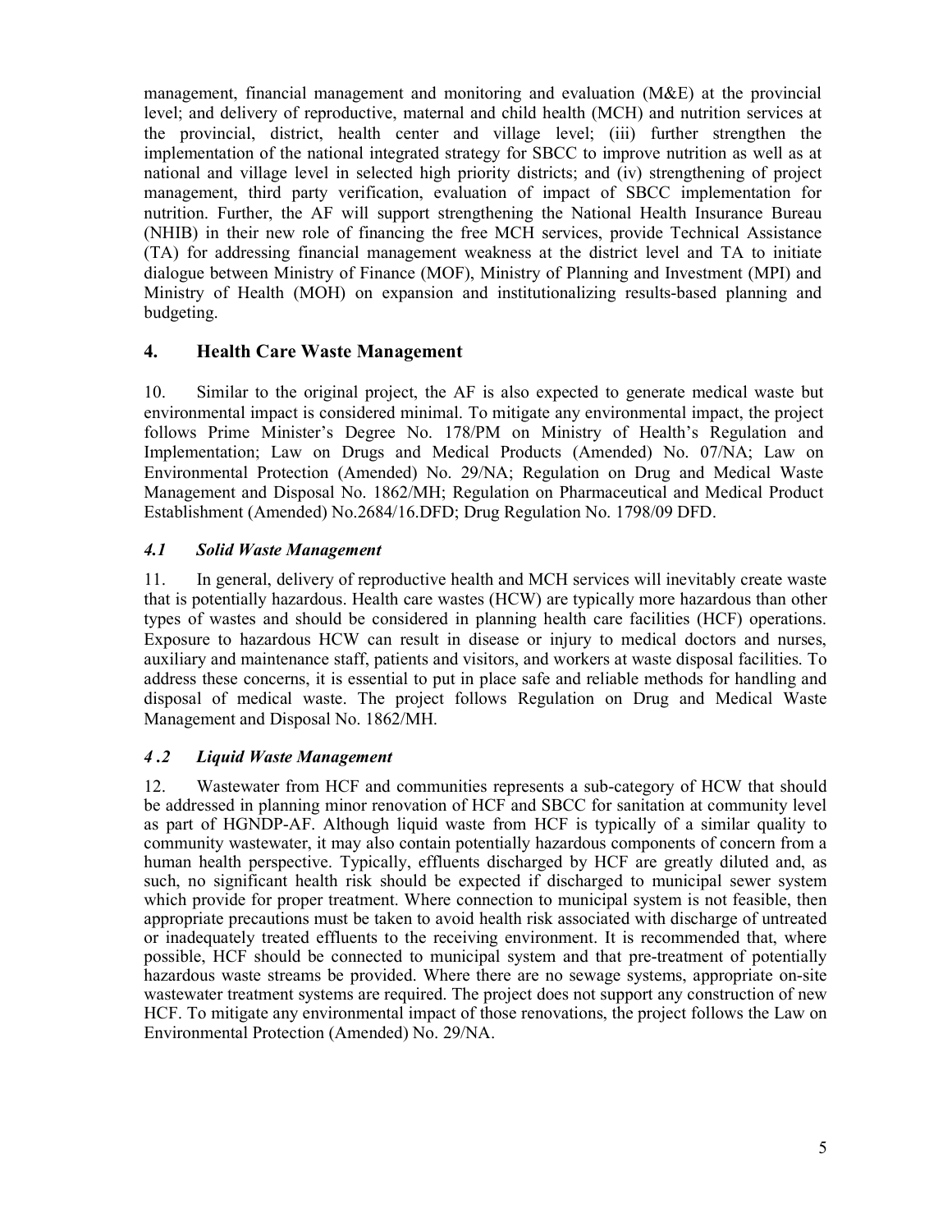management, financial management and monitoring and evaluation (M&E) at the provincial level; and delivery of reproductive, maternal and child health (MCH) and nutrition services at the provincial, district, health center and village level; (iii) further strengthen the implementation of the national integrated strategy for SBCC to improve nutrition as well as at national and village level in selected high priority districts; and (iv) strengthening of project management, third party verification, evaluation of impact of SBCC implementation for nutrition. Further, the AF will support strengthening the National Health Insurance Bureau (NHIB) in their new role of financing the free MCH services, provide Technical Assistance (TA) for addressing financial management weakness at the district level and TA to initiate dialogue between Ministry of Finance (MOF), Ministry of Planning and Investment (MPI) and Ministry of Health (MOH) on expansion and institutionalizing results-based planning and budgeting.

## 4. Health Care Waste Management

10. Similar to the original project, the AF is also expected to generate medical waste but environmental impact is considered minimal. To mitigate any environmental impact, the project follows Prime Minister's Degree No. 178/PM on Ministry of Health's Regulation and Implementation; Law on Drugs and Medical Products (Amended) No. 07/NA; Law on Environmental Protection (Amended) No. 29/NA; Regulation on Drug and Medical Waste Management and Disposal No. 1862/MH; Regulation on Pharmaceutical and Medical Product Establishment (Amended) No.2684/16.DFD; Drug Regulation No. 1798/09 DFD.

### *4.1 Solid Waste Management*

11. In general, delivery of reproductive health and MCH services will inevitably create waste that is potentially hazardous. Health care wastes (HCW) are typically more hazardous than other types of wastes and should be considered in planning health care facilities (HCF) operations. Exposure to hazardous HCW can result in disease or injury to medical doctors and nurses, auxiliary and maintenance staff, patients and visitors, and workers at waste disposal facilities. To address these concerns, it is essential to put in place safe and reliable methods for handling and disposal of medical waste. The project follows Regulation on Drug and Medical Waste Management and Disposal No. 1862/MH.

### *4.2 Liquid Waste Management*

12. Wastewater from HCF and communities represents a sub-category of HCW that should be addressed in planning minor renovation of HCF and SBCC for sanitation at community level as part of HGNDP-AF. Although liquid waste from HCF is typically of a similar quality to community wastewater, it may also contain potentially hazardous components of concern from a human health perspective. Typically, effluents discharged by HCF are greatly diluted and, as such, no significant health risk should be expected if discharged to municipal sewer system which provide for proper treatment. Where connection to municipal system is not feasible, then appropriate precautions must be taken to avoid health risk associated with discharge of untreated or inadequately treated effluents to the receiving environment. It is recommended that, where possible, HCF should be connected to municipal system and that pre-treatment of potentially hazardous waste streams be provided. Where there are no sewage systems, appropriate on-site wastewater treatment systems are required. The project does not support any construction of new HCF. To mitigate any environmental impact of those renovations, the project follows the Law on Environmental Protection (Amended) No. 29/NA.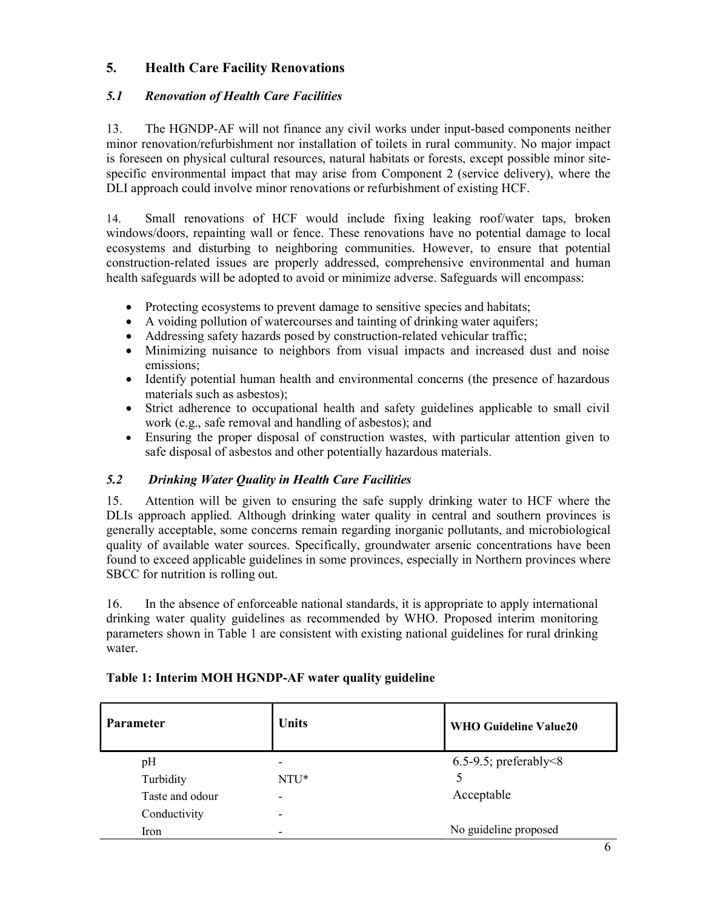## 5. Health Care Facility Renovations

### *5.1 Renovation of Health Care Facilities*

13. The HGNDP-AF will not finance any civil works under input-based components neither minor renovation/refurbishment nor installation of toilets in rural community. No major impact is foreseen on physical cultural resources, natural habitats or forests, except possible minor site-specific environmental impact that may arise from Component 2 (service delivery), where the DLI approach could involve minor renovations or refurbishment of existing HCF.

14. Small renovations of HCF would include fixing leaking roof/water taps, broken windows/doors, repainting wall or fence. These renovations have no potential damage to local ecosystems and disturbing to neighboring communities. However, to ensure that potential construction-related issues are properly addressed, comprehensive environmental and human health safeguards will be adopted to avoid or minimize adverse. Safeguards will encompass:

- Protecting ecosystems to prevent damage to sensitive species and habitats;
- A voiding pollution of watercourses and tainting of drinking water aquifers;
- Addressing safety hazards posed by construction-related vehicular traffic;
- Minimizing nuisance to neighbors from visual impacts and increased dust and noise emissions;
- Identify potential human health and environmental concerns (the presence of hazardous materials such as asbestos);
- Strict adherence to occupational health and safety guidelines applicable to small civil work (e.g., safe removal and handling of asbestos); and
- Ensuring the proper disposal of construction wastes, with particular attention given to safe disposal of asbestos and other potentially hazardous materials.

### *5.2 Drinking Water Quality in Health Care Facilities*

15. Attention will be given to ensuring the safe supply drinking water to HCF where the DLIs approach applied. Although drinking remain water quality in central and southern provinces is generally acceptable, some concerns remain regarding inorganic pollutants, and microbiological quality of available water sources. Specifically, groundwater arsenic concentrations have been found to exceed applicable guidelines in some provinces, especially in Northern provinces where SBCC for nutrition is rolling out.

16. In the absence of enforceable national standards, it is appropriate to apply international drinking water quality guidelines as recommended by WHO. Proposed interim monitoring parameters shown in Table 1 are consistent with existing national guidelines for rural drinking water.

**Table 1: Interim MOH HGNDP-AF water quality guideline**

| Parameter | Units | WHO Guideline Value20 |
|---|---|---|
| pH | - | 6.5-9.5; preferably<8 |
| Turbidity | NTU* | 5 |
| Taste and odour | - | Acceptable |
| Conductivity | - | |
| Iron | - | No guideline proposed |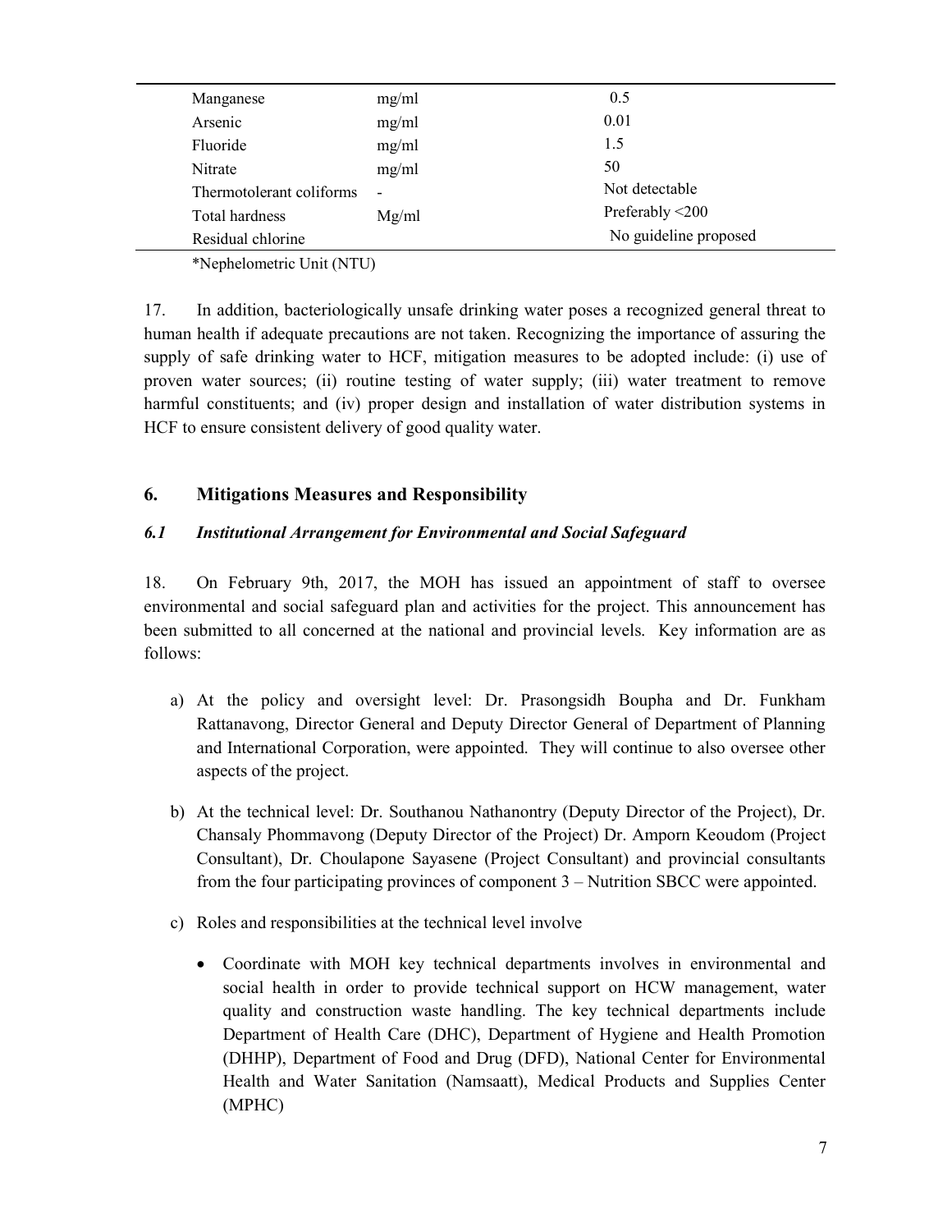| | | |
|---|---|---|
| Manganese | mg/ml | 0.5 |
| Arsenic | mg/ml | 0.01 |
| Fluoride | mg/ml | 1.5 |
| Nitrate | mg/ml | 50 |
| Thermotolerant coliforms | - | Not detectable |
| Total hardness | Mg/ml | Preferably <200 |
| Residual chlorine | | No guideline proposed |

*Nephelometric Unit (NTU)

17. In addition, bacteriologically unsafe drinking water poses a recognized general threat to human health if adequate precautions are not taken. Recognizing the importance of assuring the supply of safe drinking water to HCF, mitigation measures to be adopted include: (i) use of proven water sources; (ii) routine testing of water supply; (iii) water treatment to remove harmful constituents; and (iv) proper design and installation of water distribution systems in HCF to ensure consistent delivery of good quality water.

## 6. Mitigations Measures and Responsibility

### *6.1 Institutional Arrangement for Environmental and Social Safeguard*

18. On February 9th, 2017, the MOH has issued an appointment of staff to oversee environmental and social safeguard plan and activities for the project. This announcement has been submitted to all concerned at the national and provincial levels. Key information are as follows:

a) At the policy and oversight level: Dr. Prasongsidh Boupha and Dr. Funkham Rattanavong, Director General and Deputy Director General of Department of Planning and International Corporation, were appointed. They will continue to also oversee other aspects of the project.

b) At the technical level: Dr. Southanou Nathanontry (Deputy Director of the Project), Dr. Chansaly Phommavong (Deputy Director of the Project) Dr. Amporn Keoudom (Project Consultant), Dr. Choulapone Sayasene (Project Consultant) and provincial consultants from the four participating provinces of component 3 – Nutrition SBCC were appointed.

c) Roles and responsibilities at the technical level involve

- Coordinate with MOH key technical departments involves in environmental and social health in order to provide technical support on HCW management, water quality and construction waste handling. The key technical departments include Department of Health Care (DHC), Department of Hygiene and Health Promotion (DHHP), Department of Food and Drug (DFD), National Center for Environmental Health and Water Sanitation (Namsaatt), Medical Products and Supplies Center (MPHC)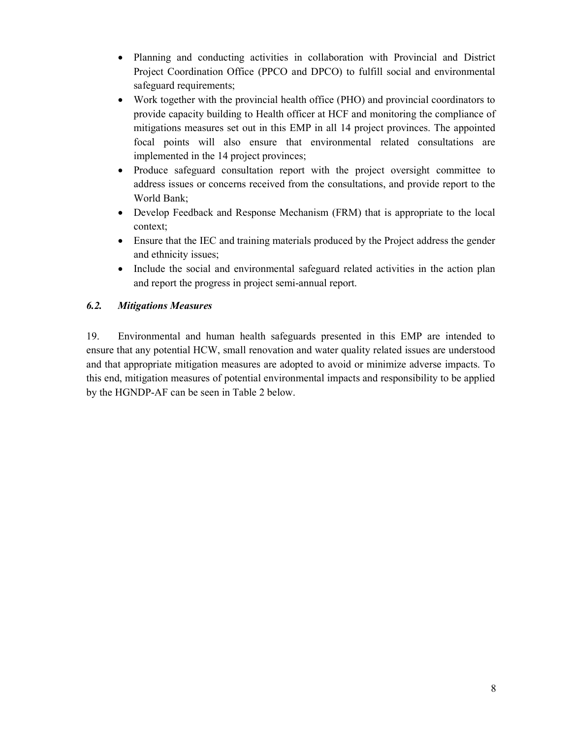- Planning and conducting activities in collaboration with Provincial and District Project Coordination Office (PPCO and DPCO) to fulfill social and environmental safeguard requirements;
- Work together with the provincial health office (PHO) and provincial coordinators to provide capacity building to Health officer at HCF and monitoring the compliance of mitigations measures set out in this EMP in all 14 project provinces. The appointed focal points will also ensure that environmental related consultations are implemented in the 14 project provinces;
- Produce safeguard consultation report with the project oversight committee to address issues or concerns received from the consultations, and provide report to the World Bank;
- Develop Feedback and Response Mechanism (FRM) that is appropriate to the local context;
- Ensure that the IEC and training materials produced by the Project address the gender and ethnicity issues;
- Include the social and environmental safeguard related activities in the action plan and report the progress in project semi-annual report.

### *6.2. Mitigations Measures*

19. Environmental and human health safeguards presented in this EMP are intended to ensure that any potential HCW, small renovation and water quality related issues are understood and that appropriate mitigation measures are adopted to avoid or minimize adverse impacts. To this end, mitigation measures of potential environmental impacts and responsibility to be applied by the HGNDP-AF can be seen in Table 2 below.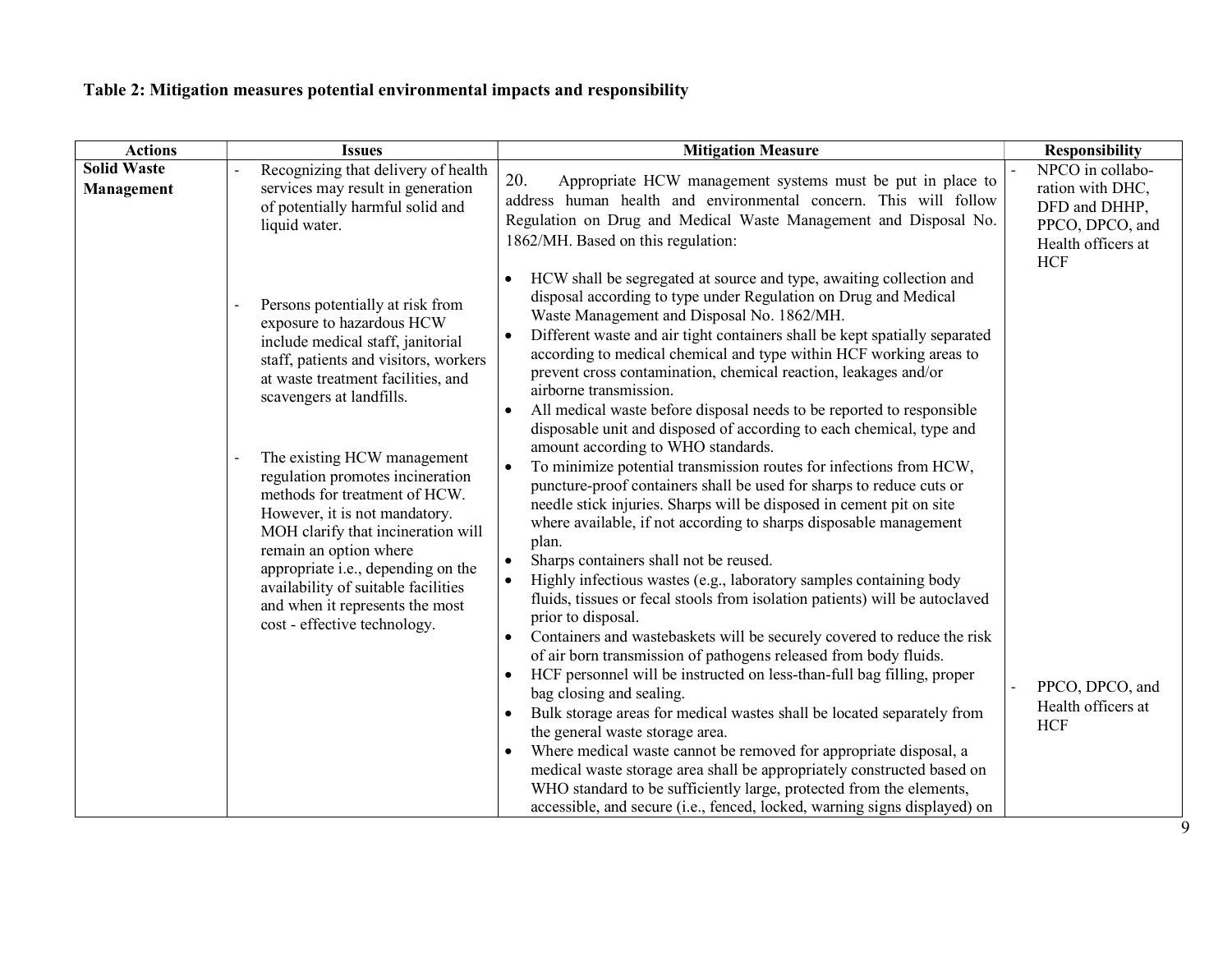**Table 2: Mitigation measures potential environmental impacts and responsibility**

| Actions | Issues | Mitigation Measure | Responsibility |
|---|---|---|---|
| **Solid Waste Management** | - Recognizing that delivery of health services may result in generation of potentially harmful solid and liquid water.<br><br>- Persons potentially at risk from exposure to hazardous HCW include medical staff, janitorial staff, patients and visitors, workers at waste treatment facilities, and scavengers at landfills.<br><br>- The existing HCW management regulation promotes incineration methods for treatment of HCW. However, it is not mandatory. MOH clarify that incineration will remain an option where appropriate i.e., depending on the availability of suitable facilities and when it represents the most cost - effective technology. | 20. Appropriate HCW management systems must be put in place to address human health and environmental concern. This will follow Regulation on Drug and Medical Waste Management and Disposal No. 1862/MH. Based on this regulation:<br><br>• HCW shall be segregated at source and type, awaiting collection and disposal according to type under Regulation on Drug and Medical Waste Management and Disposal No. 1862/MH.<br>• Different waste and air tight containers shall be kept spatially separated according to medical chemical and type within HCF working areas to prevent cross contamination, chemical reaction, leakages and/or airborne transmission.<br>• All medical waste before disposal needs to be reported to responsible disposable unit and disposed of according to each chemical, type and amount according to WHO standards.<br>• To minimize potential transmission routes for infections from HCW, puncture-proof containers shall be used for sharps to reduce cuts or needle stick injuries. Sharps will be disposed in cement pit on site where available, if not according to sharps disposable management plan.<br>• Sharps containers shall not be reused.<br>• Highly infectious wastes (e.g., laboratory samples containing body fluids, tissues or fecal stools from isolation patients) will be autoclaved prior to disposal.<br>• Containers and wastebaskets will be securely covered to reduce the risk of air born transmission of pathogens released from body fluids.<br>• HCF personnel will be instructed on less-than-full bag filling, proper bag closing and sealing.<br>• Bulk storage areas for medical wastes shall be located separately from the general waste storage area.<br>• Where medical waste cannot be removed for appropriate disposal, a medical waste storage area shall be appropriately constructed based on WHO standard to be sufficiently large, protected from the elements, accessible, and secure (i.e., fenced, locked, warning signs displayed) on | - NPCO in collaboration with DHC, DFD and DHHP, PPCO, DPCO, and Health officers at HCF<br><br>- PPCO, DPCO, and Health officers at HCF |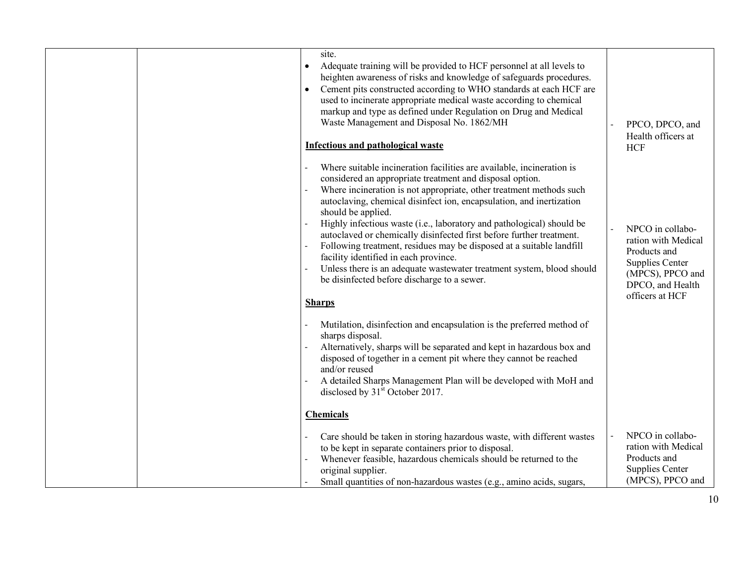| | | | |
|---|---|---|---|
| | | site.<br>• Adequate training will be provided to HCF personnel at all levels to heighten awareness of risks and knowledge of safeguards procedures.<br>• Cement pits constructed according to WHO standards at each HCF are used to incinerate appropriate medical waste according to chemical markup and type as defined under Regulation on Drug and Medical Waste Management and Disposal No. 1862/MH | - PPCO, DPCO, and Health officers at HCF |
| | | **Infectious and pathological waste**<br>- Where suitable incineration facilities are available, incineration is considered an appropriate treatment and disposal option.<br>- Where incineration is not appropriate, other treatment methods such autoclaving, chemical disinfect ion, encapsulation, and inertization should be applied.<br>- Highly infectious waste (i.e., laboratory and pathological) should be autoclaved or chemically disinfected first before further treatment.<br>- Following treatment, residues may be disposed at a suitable landfill facility identified in each province.<br>- Unless there is an adequate wastewater treatment system, blood should be disinfected before discharge to a sewer. | - NPCO in collaboration with Medical Products and Supplies Center (MPCS), PPCO and DPCO, and Health officers at HCF |
| | | **Sharps**<br>- Mutilation, disinfection and encapsulation is the preferred method of sharps disposal.<br>- Alternatively, sharps will be separated and kept in hazardous box and disposed of together in a cement pit where they cannot be reached and/or reused<br>- A detailed Sharps Management Plan will be developed with MoH and disclosed by 31st October 2017. | |
| | | **Chemicals**<br>- Care should be taken in storing hazardous waste, with different wastes to be kept in separate containers prior to disposal.<br>- Whenever feasible, hazardous chemicals should be returned to the original supplier.<br>- Small quantities of non-hazardous wastes (e.g., amino acids, sugars, | - NPCO in collaboration with Medical Products and Supplies Center (MPCS), PPCO and |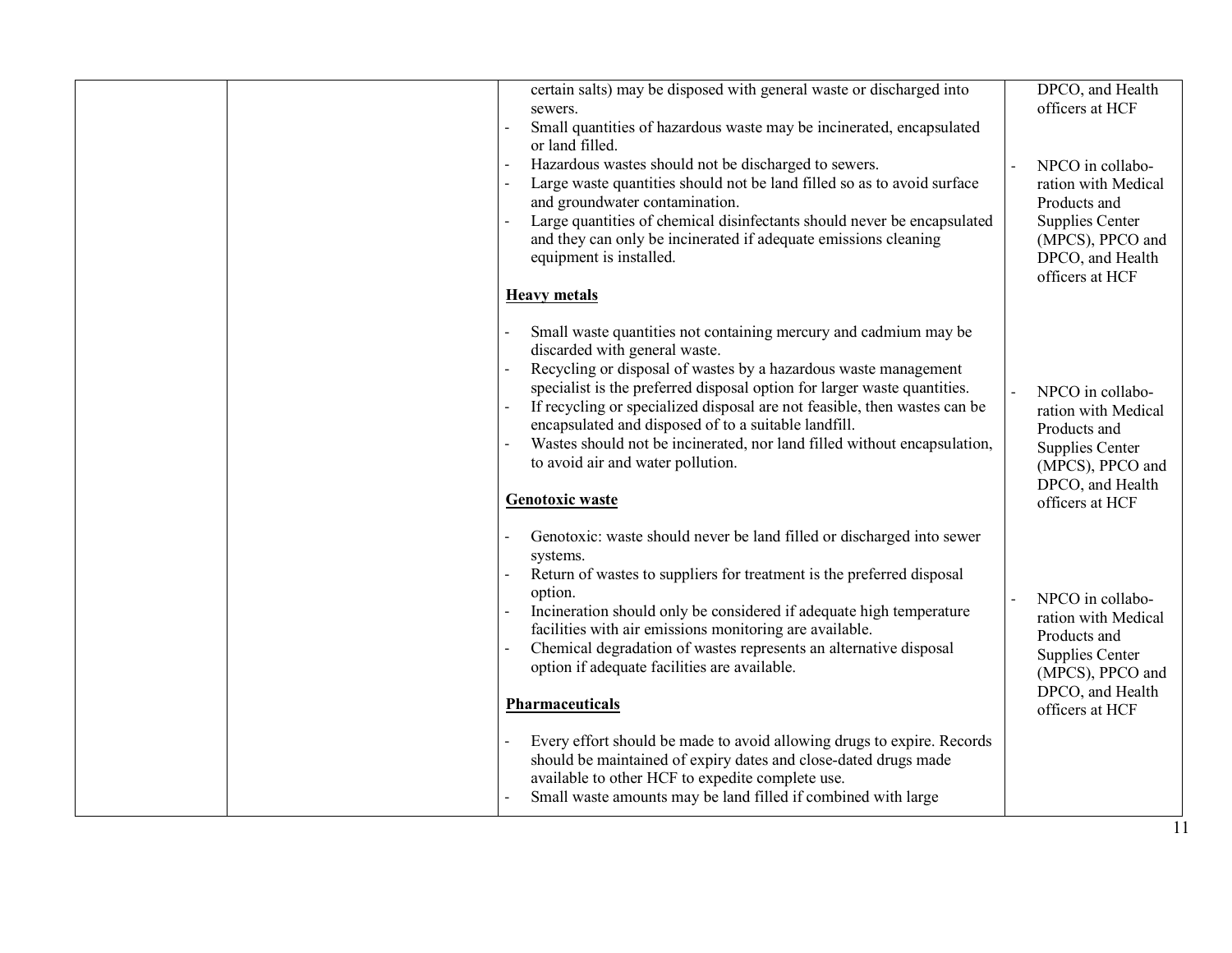| | | | |
|---|---|---|---|
| | | certain salts) may be disposed with general waste or discharged into sewers.<br>- Small quantities of hazardous waste may be incinerated, encapsulated or land filled.<br>- Hazardous wastes should not be discharged to sewers.<br>- Large waste quantities should not be land filled so as to avoid surface and groundwater contamination.<br>- Large quantities of chemical disinfectants should never be encapsulated and they can only be incinerated if adequate emissions cleaning equipment is installed.<br><br>**Heavy metals**<br><br>- Small waste quantities not containing mercury and cadmium may be discarded with general waste.<br>- Recycling or disposal of wastes by a hazardous waste management specialist is the preferred disposal option for larger waste quantities.<br>- If recycling or specialized disposal are not feasible, then wastes can be encapsulated and disposed of to a suitable landfill.<br>- Wastes should not be incinerated, nor land filled without encapsulation, to avoid air and water pollution.<br><br>**Genotoxic waste**<br><br>- Genotoxic: waste should never be land filled or discharged into sewer systems.<br>- Return of wastes to suppliers for treatment is the preferred disposal option.<br>- Incineration should only be considered if adequate high temperature facilities with air emissions monitoring are available.<br>- Chemical degradation of wastes represents an alternative disposal option if adequate facilities are available.<br><br>**Pharmaceuticals**<br><br>- Every effort should be made to avoid allowing drugs to expire. Records should be maintained of expiry dates and close-dated drugs made available to other HCF to expedite complete use.<br>- Small waste amounts may be land filled if combined with large | DPCO, and Health officers at HCF<br><br>- NPCO in collaboration with Medical Products and Supplies Center (MPCS), PPCO and DPCO, and Health officers at HCF<br><br>- NPCO in collaboration with Medical Products and Supplies Center (MPCS), PPCO and DPCO, and Health officers at HCF<br><br>- NPCO in collaboration with Medical Products and Supplies Center (MPCS), PPCO and DPCO, and Health officers at HCF |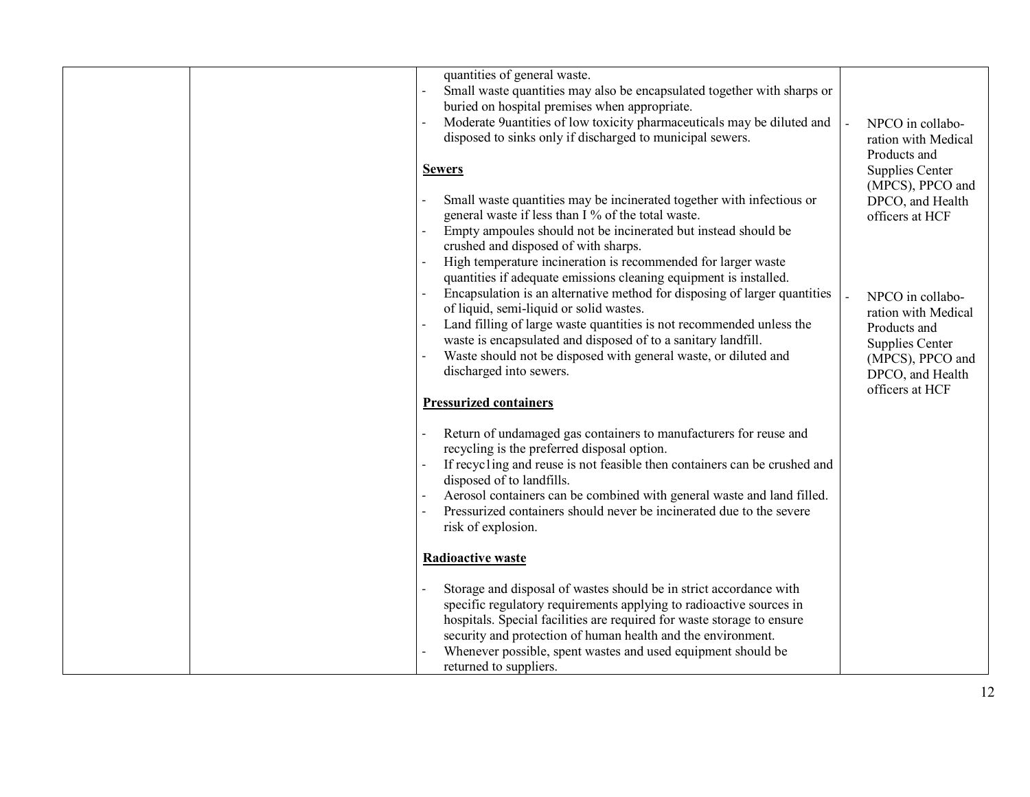| | | | |
|---|---|---|---|
| | | quantities of general waste.<br>- Small waste quantities may also be encapsulated together with sharps or buried on hospital premises when appropriate.<br>- Moderate 9uantities of low toxicity pharmaceuticals may be diluted and disposed to sinks only if discharged to municipal sewers.<br><br>**Sewers**<br><br>- Small waste quantities may be incinerated together with infectious or general waste if less than I % of the total waste.<br>- Empty ampoules should not be incinerated but instead should be crushed and disposed of with sharps.<br>- High temperature incineration is recommended for larger waste quantities if adequate emissions cleaning equipment is installed.<br>- Encapsulation is an alternative method for disposing of larger quantities of liquid, semi-liquid or solid wastes.<br>- Land filling of large waste quantities is not recommended unless the waste is encapsulated and disposed of to a sanitary landfill.<br>- Waste should not be disposed with general waste, or diluted and discharged into sewers.<br><br>**Pressurized containers**<br><br>- Return of undamaged gas containers to manufacturers for reuse and recycling is the preferred disposal option.<br>- If recyc1ing and reuse is not feasible then containers can be crushed and disposed of to landfills.<br>- Aerosol containers can be combined with general waste and land filled.<br>- Pressurized containers should never be incinerated due to the severe risk of explosion.<br><br>**Radioactive waste**<br><br>- Storage and disposal of wastes should be in strict accordance with specific regulatory requirements applying to radioactive sources in hospitals. Special facilities are required for waste storage to ensure security and protection of human health and the environment.<br>- Whenever possible, spent wastes and used equipment should be returned to suppliers. | - NPCO in collaboration with Medical Products and Supplies Center (MPCS), PPCO and DPCO, and Health officers at HCF<br><br>- NPCO in collaboration with Medical Products and Supplies Center (MPCS), PPCO and DPCO, and Health officers at HCF |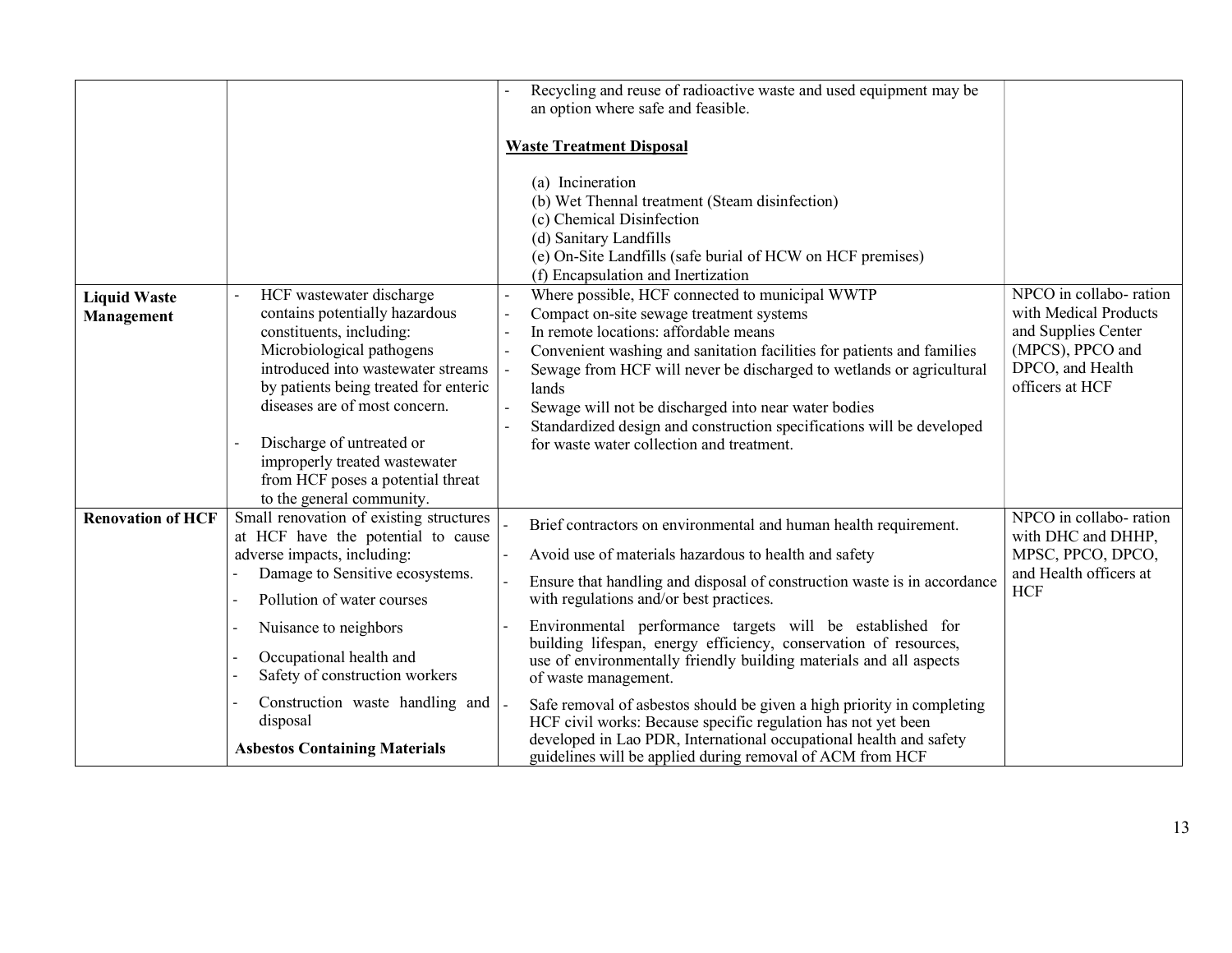| | | | |
|---|---|---|---|
| | | - Recycling and reuse of radioactive waste and used equipment may be an option where safe and feasible.<br><br>**<u>Waste Treatment Disposal</u>**<br><br>(a) Incineration<br>(b) Wet Thennal treatment (Steam disinfection)<br>(c) Chemical Disinfection<br>(d) Sanitary Landfills<br>(e) On-Site Landfills (safe burial of HCW on HCF premises)<br>(f) Encapsulation and Inertization | |
| **Liquid Waste Management** | - HCF wastewater discharge contains potentially hazardous constituents, including: Microbiological pathogens introduced into wastewater streams by patients being treated for enteric diseases are of most concern.<br><br>- Discharge of untreated or improperly treated wastewater from HCF poses a potential threat to the general community. | - Where possible, HCF connected to municipal WWTP<br>- Compact on-site sewage treatment systems<br>- In remote locations: affordable means<br>- Convenient washing and sanitation facilities for patients and families<br>- Sewage from HCF will never be discharged to wetlands or agricultural lands<br>- Sewage will not be discharged into near water bodies<br>- Standardized design and construction specifications will be developed for waste water collection and treatment. | NPCO in collabo- ration with Medical Products and Supplies Center (MPCS), PPCO and DPCO, and Health officers at HCF |
| **Renovation of HCF** | Small renovation of existing structures at HCF have the potential to cause adverse impacts, including:<br>- Damage to Sensitive ecosystems.<br>- Pollution of water courses<br>- Nuisance to neighbors<br>- Occupational health and<br>- Safety of construction workers<br>- Construction waste handling and disposal<br><br>**Asbestos Containing Materials** | - Brief contractors on environmental and human health requirement.<br>- Avoid use of materials hazardous to health and safety<br>- Ensure that handling and disposal of construction waste is in accordance with regulations and/or best practices.<br>- Environmental performance targets will be established for building lifespan, energy efficiency, conservation of resources, use of environmentally friendly building materials and all aspects of waste management.<br>- Safe removal of asbestos should be given a high priority in completing HCF civil works: Because specific regulation has not yet been developed in Lao PDR, International occupational health and safety guidelines will be applied during removal of ACM from HCF | NPCO in collabo- ration with DHC and DHHP, MPSC, PPCO, DPCO, and Health officers at HCF |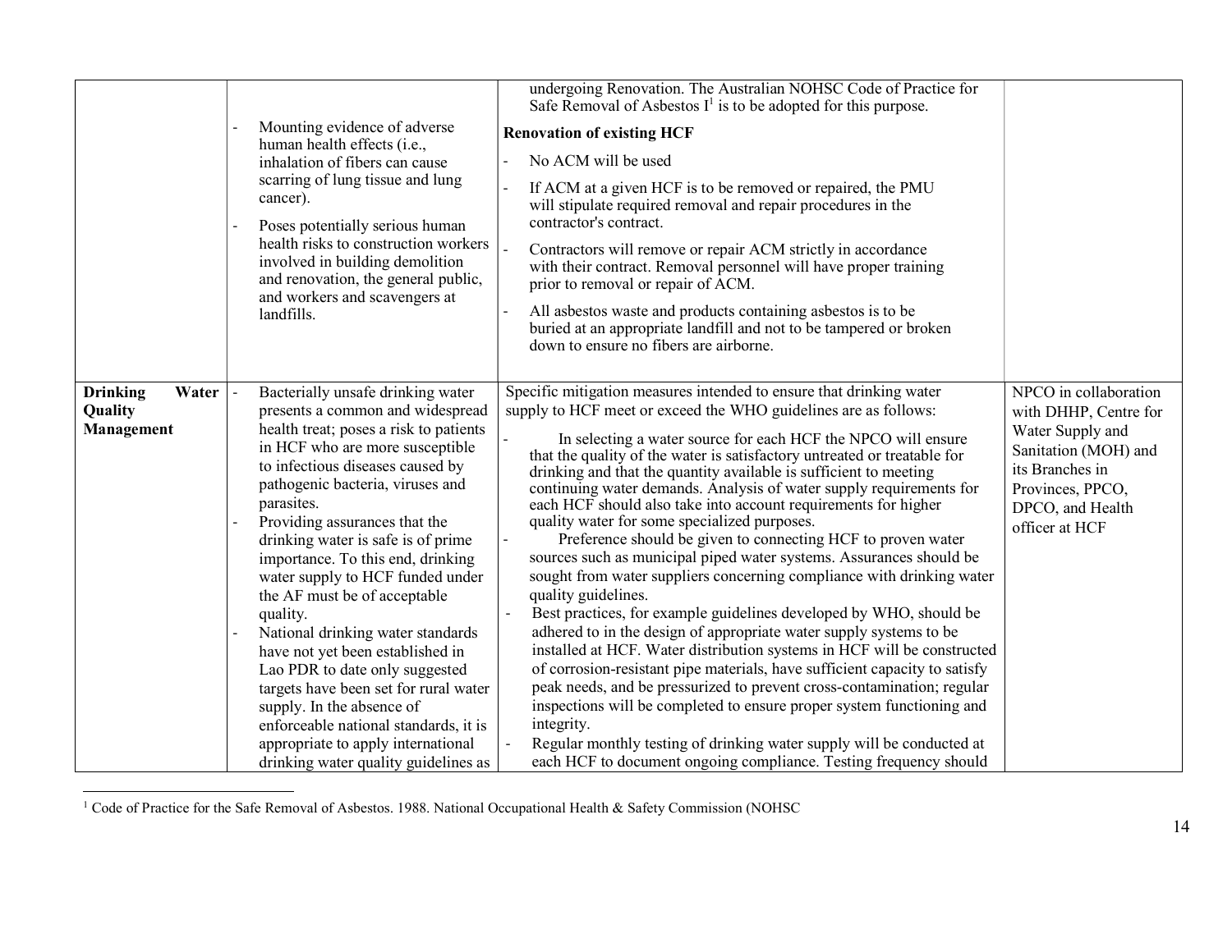| | | | |
|---|---|---|---|
| | - Mounting evidence of adverse human health effects (i.e., inhalation of fibers can cause scarring of lung tissue and lung cancer).<br>- Poses potentially serious human health risks to construction workers involved in building demolition and renovation, the general public, and workers and scavengers at landfills. | undergoing Renovation. The Australian NOHSC Code of Practice for Safe Removal of Asbestos I[1] is to be adopted for this purpose.<br>**Renovation of existing HCF**<br>- No ACM will be used<br>- If ACM at a given HCF is to be removed or repaired, the PMU will stipulate required removal and repair procedures in the contractor's contract.<br>- Contractors will remove or repair ACM strictly in accordance with their contract. Removal personnel will have proper training prior to removal or repair of ACM.<br>- All asbestos waste and products containing asbestos is to be buried at an appropriate landfill and not to be tampered or broken down to ensure no fibers are airborne. | |
| **Drinking Water Quality Management** | - Bacterially unsafe drinking water presents a common and widespread health treat; poses a risk to patients in HCF who are more susceptible to infectious diseases caused by pathogenic bacteria, viruses and parasites.<br>- Providing assurances that the drinking water is safe is of prime importance. To this end, drinking water supply to HCF funded under the AF must be of acceptable quality.<br>- National drinking water standards have not yet been established in Lao PDR to date only suggested targets have been set for rural water supply. In the absence of enforceable national standards, it is appropriate to apply international drinking water quality guidelines as | Specific mitigation measures intended to ensure that drinking water supply to HCF meet or exceed the WHO guidelines are as follows:<br>- In selecting a water source for each HCF the NPCO will ensure that the quality of the water is satisfactory untreated or treatable for drinking and that the quantity available is sufficient to meeting continuing water demands. Analysis of water supply requirements for each HCF should also take into account requirements for higher quality water for some specialized purposes.<br>- Preference should be given to connecting HCF to proven water sources such as municipal piped water systems. Assurances should be sought from water suppliers concerning compliance with drinking water quality guidelines.<br>- Best practices, for example guidelines developed by WHO, should be adhered to in the design of appropriate water supply systems to be installed at HCF. Water distribution systems in HCF will be constructed of corrosion-resistant pipe materials, have sufficient capacity to satisfy peak needs, and be pressurized to prevent cross-contamination; regular inspections will be completed to ensure proper system functioning and integrity.<br>- Regular monthly testing of drinking water supply will be conducted at each HCF to document ongoing compliance. Testing frequency should | NPCO in collaboration with DHHP, Centre for Water Supply and Sanitation (MOH) and its Branches in Provinces, PPCO, DPCO, and Health officer at HCF |

[1] Code of Practice for the Safe Removal of Asbestos. 1988. National Occupational Health & Safety Commission (NOHSC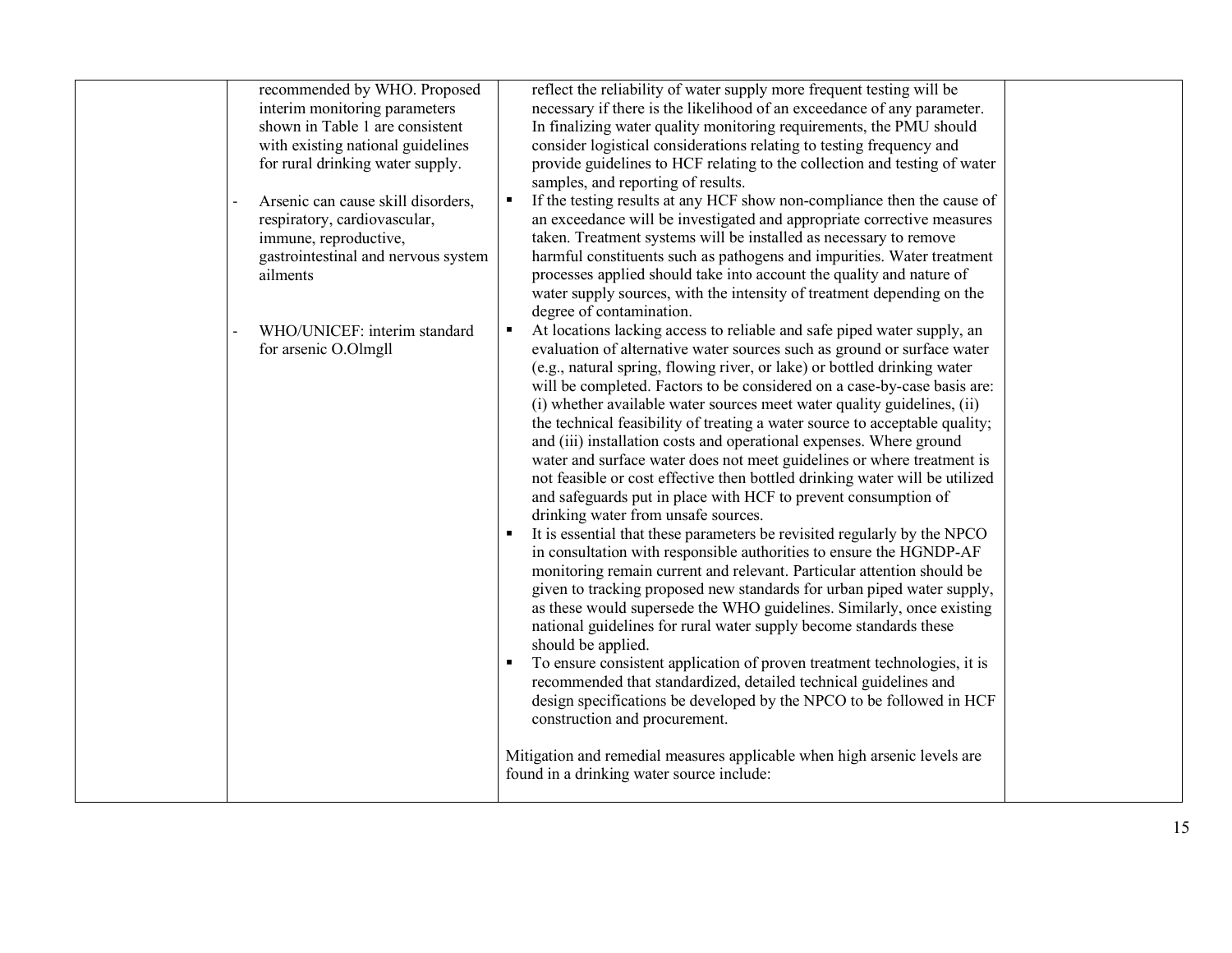| | | | |
|---|---|---|---|
| | recommended by WHO. Proposed interim monitoring parameters shown in Table 1 are consistent with existing national guidelines for rural drinking water supply.<br><br>- Arsenic can cause skill disorders, respiratory, cardiovascular, immune, reproductive, gastrointestinal and nervous system ailments<br><br>- WHO/UNICEF: interim standard for arsenic O.Olmgll | reflect the reliability of water supply more frequent testing will be necessary if there is the likelihood of an exceedance of any parameter. In finalizing water quality monitoring requirements, the PMU should consider logistical considerations relating to testing frequency and provide guidelines to HCF relating to the collection and testing of water samples, and reporting of results.<br>▪ If the testing results at any HCF show non-compliance then the cause of an exceedance will be investigated and appropriate corrective measures taken. Treatment systems will be installed as necessary to remove harmful constituents such as pathogens and impurities. Water treatment processes applied should take into account the quality and nature of water supply sources, with the intensity of treatment depending on the degree of contamination.<br>▪ At locations lacking access to reliable and safe piped water supply, an evaluation of alternative water sources such as ground or surface water (e.g., natural spring, flowing river, or lake) or bottled drinking water will be completed. Factors to be considered on a case-by-case basis are: (i) whether available water sources meet water quality guidelines, (ii) the technical feasibility of treating a water source to acceptable quality; and (iii) installation costs and operational expenses. Where ground water and surface water does not meet guidelines or where treatment is not feasible or cost effective then bottled drinking water will be utilized and safeguards put in place with HCF to prevent consumption of drinking water from unsafe sources.<br>▪ It is essential that these parameters be revisited regularly by the NPCO in consultation with responsible authorities to ensure the HGNDP-AF monitoring remain current and relevant. Particular attention should be given to tracking proposed new standards for urban piped water supply, as these would supersede the WHO guidelines. Similarly, once existing national guidelines for rural water supply become standards these should be applied.<br>▪ To ensure consistent application of proven treatment technologies, it is recommended that standardized, detailed technical guidelines and design specifications be developed by the NPCO to be followed in HCF construction and procurement.<br><br>Mitigation and remedial measures applicable when high arsenic levels are found in a drinking water source include: | |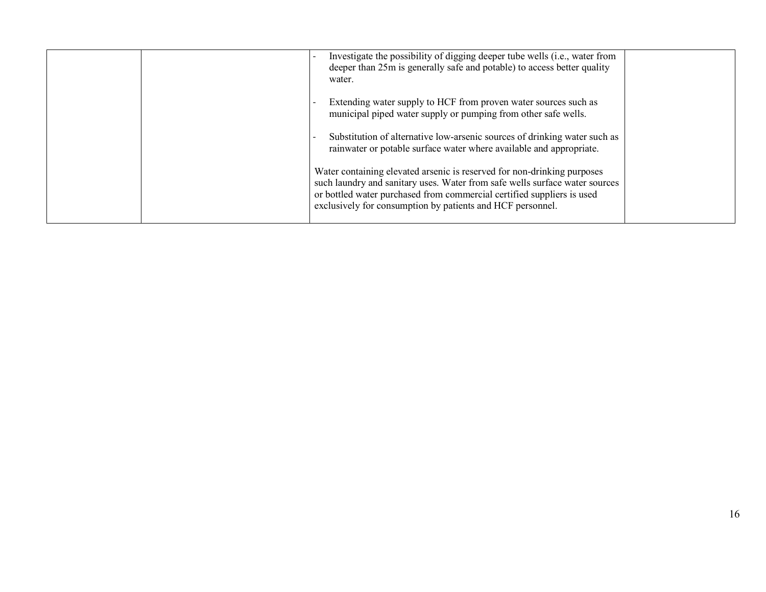|  |  |  |  |
|---|---|---|---|
|  |  | - Investigate the possibility of digging deeper tube wells (i.e., water from deeper than 25m is generally safe and potable) to access better quality water.<br><br>- Extending water supply to HCF from proven water sources such as municipal piped water supply or pumping from other safe wells.<br><br>- Substitution of alternative low-arsenic sources of drinking water such as rainwater or potable surface water where available and appropriate.<br><br>Water containing elevated arsenic is reserved for non-drinking purposes such laundry and sanitary uses. Water from safe wells surface water sources or bottled water purchased from commercial certified suppliers is used exclusively for consumption by patients and HCF personnel. |  |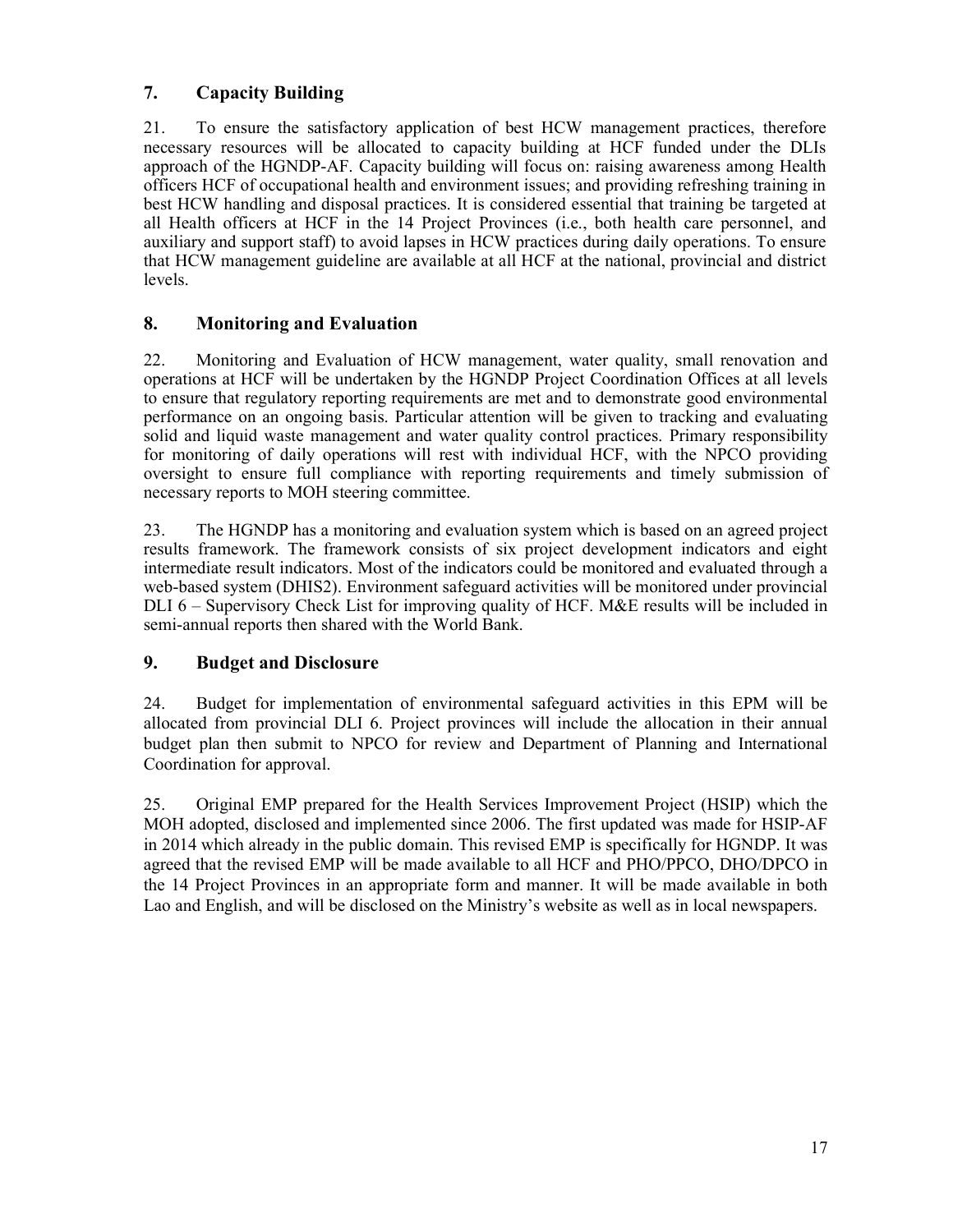## 7. Capacity Building

21. To ensure the satisfactory application of best HCW management practices, therefore necessary resources will be allocated to capacity building at HCF funded under the DLIs approach of the HGNDP-AF. Capacity building will focus on: raising awareness among Health officers HCF of occupational health and environment issues; and providing refreshing training in best HCW handling and disposal practices. It is considered essential that training be targeted at all Health officers at HCF in the 14 Project Provinces (i.e., both health care personnel, and auxiliary and support staff) to avoid lapses in HCW practices during daily operations. To ensure that HCW management guideline are available at all HCF at the national, provincial and district levels.

## 8. Monitoring and Evaluation

22. Monitoring and Evaluation of HCW management, water quality, small renovation and operations at HCF will be undertaken by the HGNDP Project Coordination Offices at all levels to ensure that regulatory reporting requirements are met and to demonstrate good environmental performance on an ongoing basis. Particular attention will be given to tracking and evaluating solid and liquid waste management and water quality control practices. Primary responsibility for monitoring of daily operations will rest with individual HCF, with the NPCO providing oversight to ensure full compliance with reporting requirements and timely submission of necessary reports to MOH steering committee.

23. The HGNDP has a monitoring and evaluation system which is based on an agreed project results framework. The framework consists of six project development indicators and eight intermediate result indicators. Most of the indicators could be monitored and evaluated through a web-based system (DHIS2). Environment safeguard activities will be monitored under provincial DLI 6 – Supervisory Check List for improving quality of HCF. M&E results will be included in semi-annual reports then shared with the World Bank.

## 9. Budget and Disclosure

24. Budget for implementation of environmental safeguard activities in this EPM will be allocated from provincial DLI 6. Project provinces will include the allocation in their annual budget plan then submit to NPCO for review and Department of Planning and International Coordination for approval.

25. Original EMP prepared for the Health Services Improvement Project (HSIP) which the MOH adopted, disclosed and implemented since 2006. The first updated was made for HSIP-AF in 2014 which already in the public domain. This revised EMP is specifically for HGNDP. It was agreed that the revised EMP will be made available to all HCF and PHO/PPCO, DHO/DPCO in the 14 Project Provinces in an appropriate form and manner. It will be made available in both Lao and English, and will be disclosed on the Ministry's website as well as in local newspapers.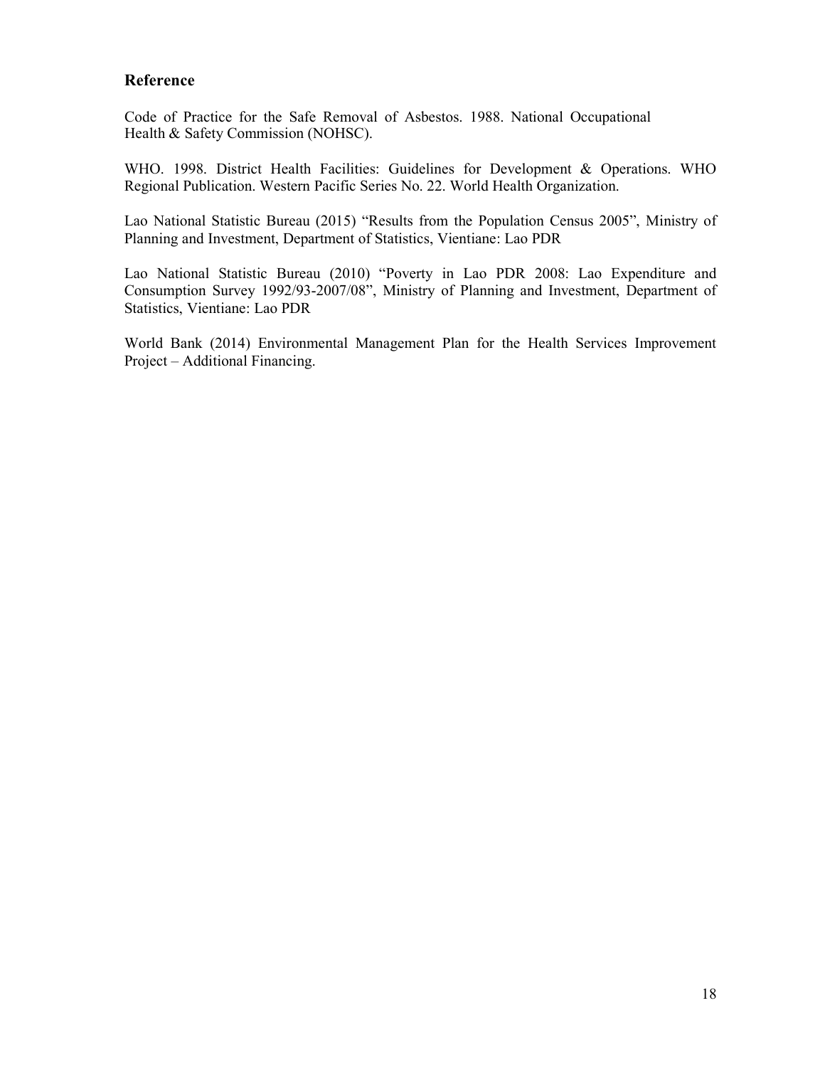## Reference

Code of Practice for the Safe Removal of Asbestos. 1988. National Occupational Health & Safety Commission (NOHSC).

WHO. 1998. District Health Facilities: Guidelines for Development & Operations. WHO Regional Publication. Western Pacific Series No. 22. World Health Organization.

Lao National Statistic Bureau (2015) "Results from the Population Census 2005", Ministry of Planning and Investment, Department of Statistics, Vientiane: Lao PDR

Lao National Statistic Bureau (2010) "Poverty in Lao PDR 2008: Lao Expenditure and Consumption Survey 1992/93-2007/08", Ministry of Planning and Investment, Department of Statistics, Vientiane: Lao PDR

World Bank (2014) Environmental Management Plan for the Health Services Improvement Project – Additional Financing.